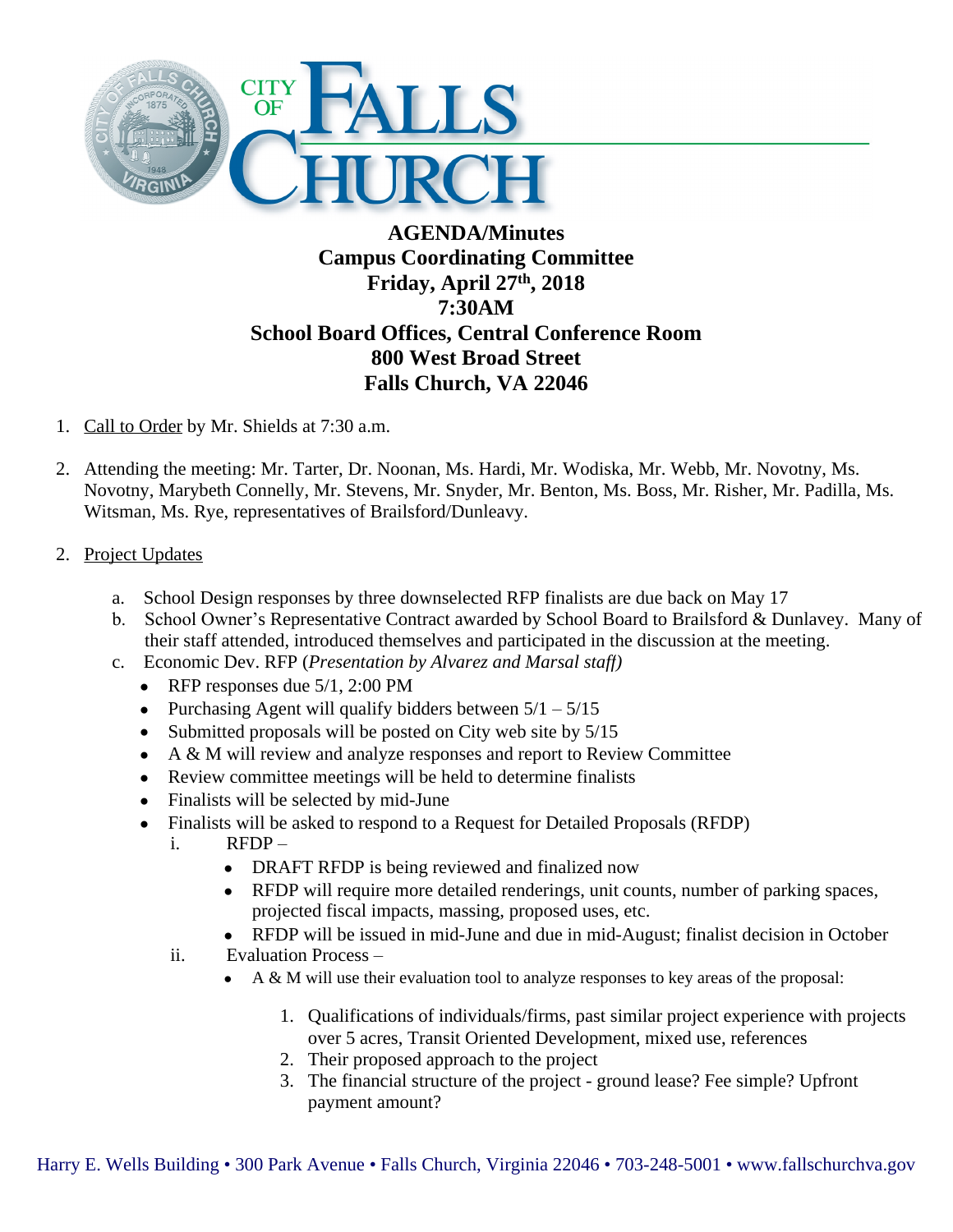# AGENDA/Minutes

## Campus Coordinating Committee

**Friday, April 27th, 2018**
**7:30AM**
**School Board Offices, Central Conference Room**
**800 West Broad Street**
**Falls Church, VA 22046**

1. Call to Order by Mr. Shields at 7:30 a.m.

2. Attending the meeting: Mr. Tarter, Dr. Noonan, Ms. Hardi, Mr. Wodiska, Mr. Webb, Mr. Novotny, Ms. Novotny, Marybeth Connelly, Mr. Stevens, Mr. Snyder, Mr. Benton, Ms. Boss, Mr. Risher, Mr. Padilla, Ms. Witsman, Ms. Rye, representatives of Brailsford/Dunleavy.

2. Project Updates

   a. School Design responses by three downselected RFP finalists are due back on May 17
   b. School Owner's Representative Contract awarded by School Board to Brailsford & Dunlavey. Many of their staff attended, introduced themselves and participated in the discussion at the meeting.
   c. Economic Dev. RFP (*Presentation by Alvarez and Marsal staff)*
      - RFP responses due 5/1, 2:00 PM
      - Purchasing Agent will qualify bidders between 5/1 – 5/15
      - Submitted proposals will be posted on City web site by 5/15
      - A & M will review and analyze responses and report to Review Committee
      - Review committee meetings will be held to determine finalists
      - Finalists will be selected by mid-June
      - Finalists will be asked to respond to a Request for Detailed Proposals (RFDP)
        - i. RFDP –
          - DRAFT RFDP is being reviewed and finalized now
          - RFDP will require more detailed renderings, unit counts, number of parking spaces, projected fiscal impacts, massing, proposed uses, etc.
          - RFDP will be issued in mid-June and due in mid-August; finalist decision in October
        - ii. Evaluation Process –
          - A & M will use their evaluation tool to analyze responses to key areas of the proposal:
            1. Qualifications of individuals/firms, past similar project experience with projects over 5 acres, Transit Oriented Development, mixed use, references
            2. Their proposed approach to the project
            3. The financial structure of the project - ground lease? Fee simple? Upfront payment amount?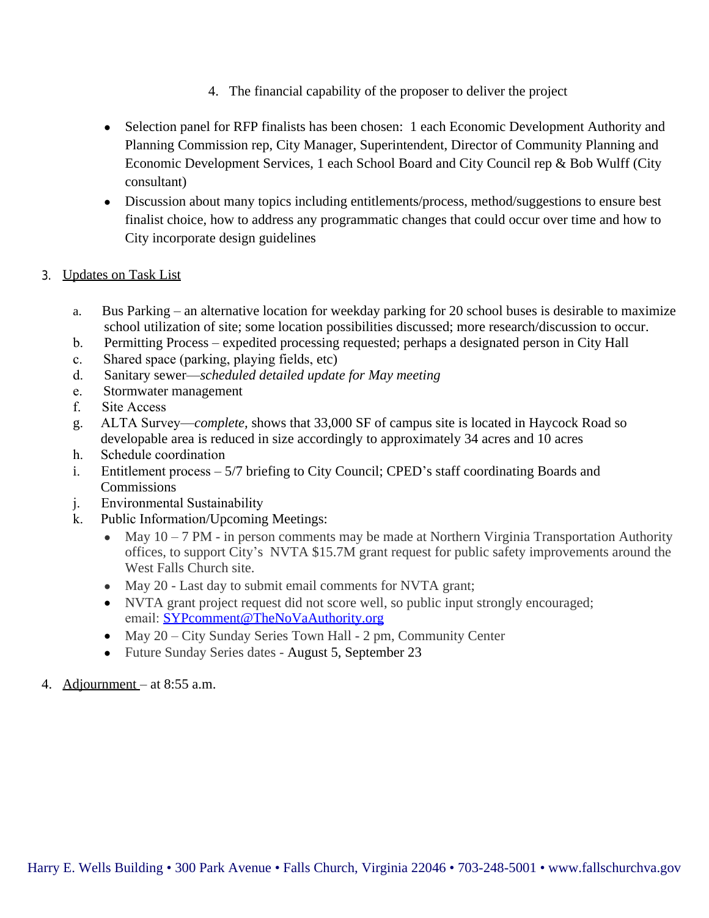4. The financial capability of the proposer to deliver the project

- Selection panel for RFP finalists has been chosen: 1 each Economic Development Authority and Planning Commission rep, City Manager, Superintendent, Director of Community Planning and Economic Development Services, 1 each School Board and City Council rep & Bob Wulff (City consultant)
- Discussion about many topics including entitlements/process, method/suggestions to ensure best finalist choice, how to address any programmatic changes that could occur over time and how to City incorporate design guidelines

3. Updates on Task List

   a. Bus Parking – an alternative location for weekday parking for 20 school buses is desirable to maximize school utilization of site; some location possibilities discussed; more research/discussion to occur.
   b. Permitting Process – expedited processing requested; perhaps a designated person in City Hall
   c. Shared space (parking, playing fields, etc)
   d. Sanitary sewer—*scheduled detailed update for May meeting*
   e. Stormwater management
   f. Site Access
   g. ALTA Survey—*complete,* shows that 33,000 SF of campus site is located in Haycock Road so developable area is reduced in size accordingly to approximately 34 acres and 10 acres
   h. Schedule coordination
   i. Entitlement process – 5/7 briefing to City Council; CPED's staff coordinating Boards and Commissions
   j. Environmental Sustainability
   k. Public Information/Upcoming Meetings:
      - May 10 – 7 PM - in person comments may be made at Northern Virginia Transportation Authority offices, to support City's NVTA $15.7M grant request for public safety improvements around the West Falls Church site.
      - May 20 - Last day to submit email comments for NVTA grant;
      - NVTA grant project request did not score well, so public input strongly encouraged; email: SYPcomment@TheNoVaAuthority.org
      - May 20 – City Sunday Series Town Hall - 2 pm, Community Center
      - Future Sunday Series dates - August 5, September 23

4. Adjournment – at 8:55 a.m.